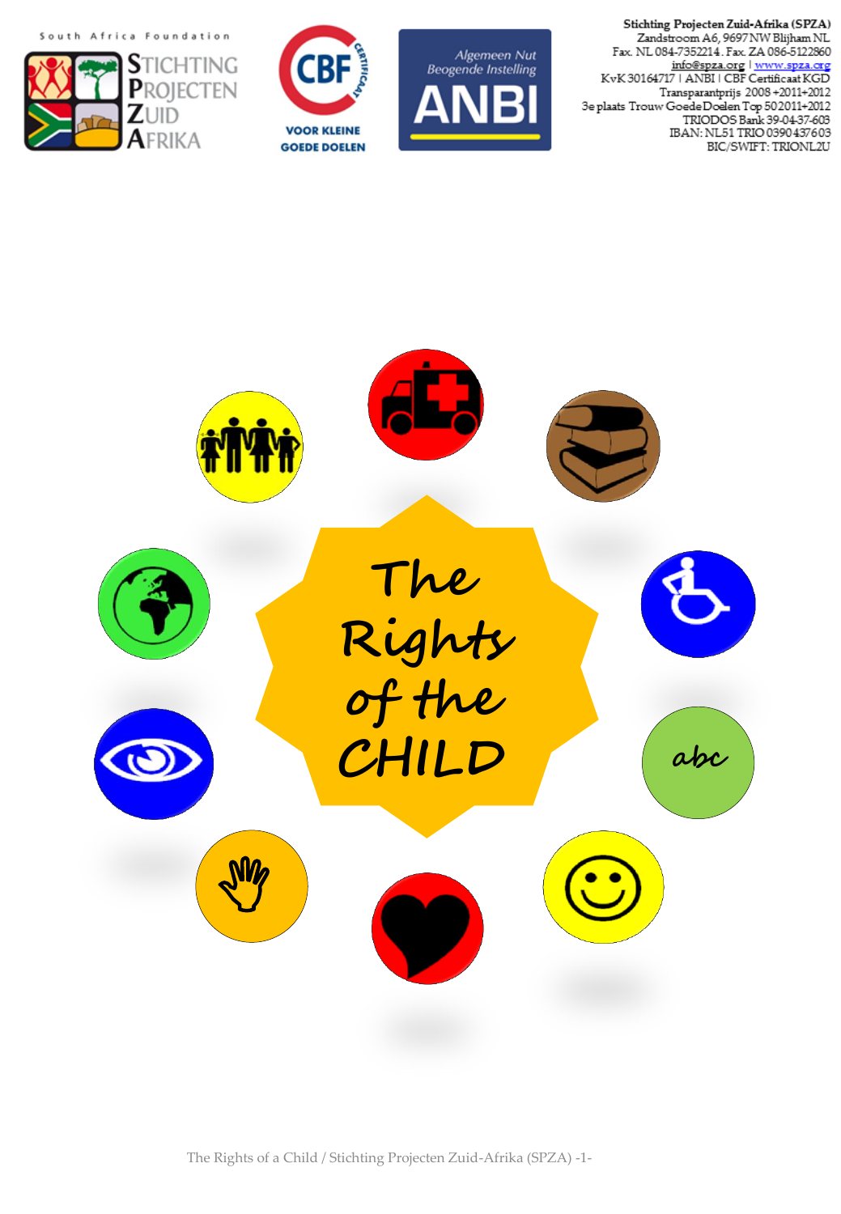South Africa Foundation

STICHTING PROJECTEN ZUID AFRIKA

CBF CERTIFICAAT VOOR KLEINE GOEDE DOELEN

Algemeen Nut Beogende Instelling ANBI

**Stichting Projecten Zuid-Afrika (SPZA)**
Zandstroom A6, 9697 NW Blijham NL
Fax. NL 084-7352214. Fax. ZA 086-5122860
info@spza.org | www.spza.org
KvK 30164717 | ANBI | CBF Certificaat KGD
Transparantprijs 2008 +2011+2012
3e plaats Trouw Goede Doelen Top 50 2011+2012
TRIODOS Bank 39-04-37-603
IBAN: NL51 TRIO 0390437603
BIC/SWIFT: TRIONL2U

# The Rights of the CHILD

abc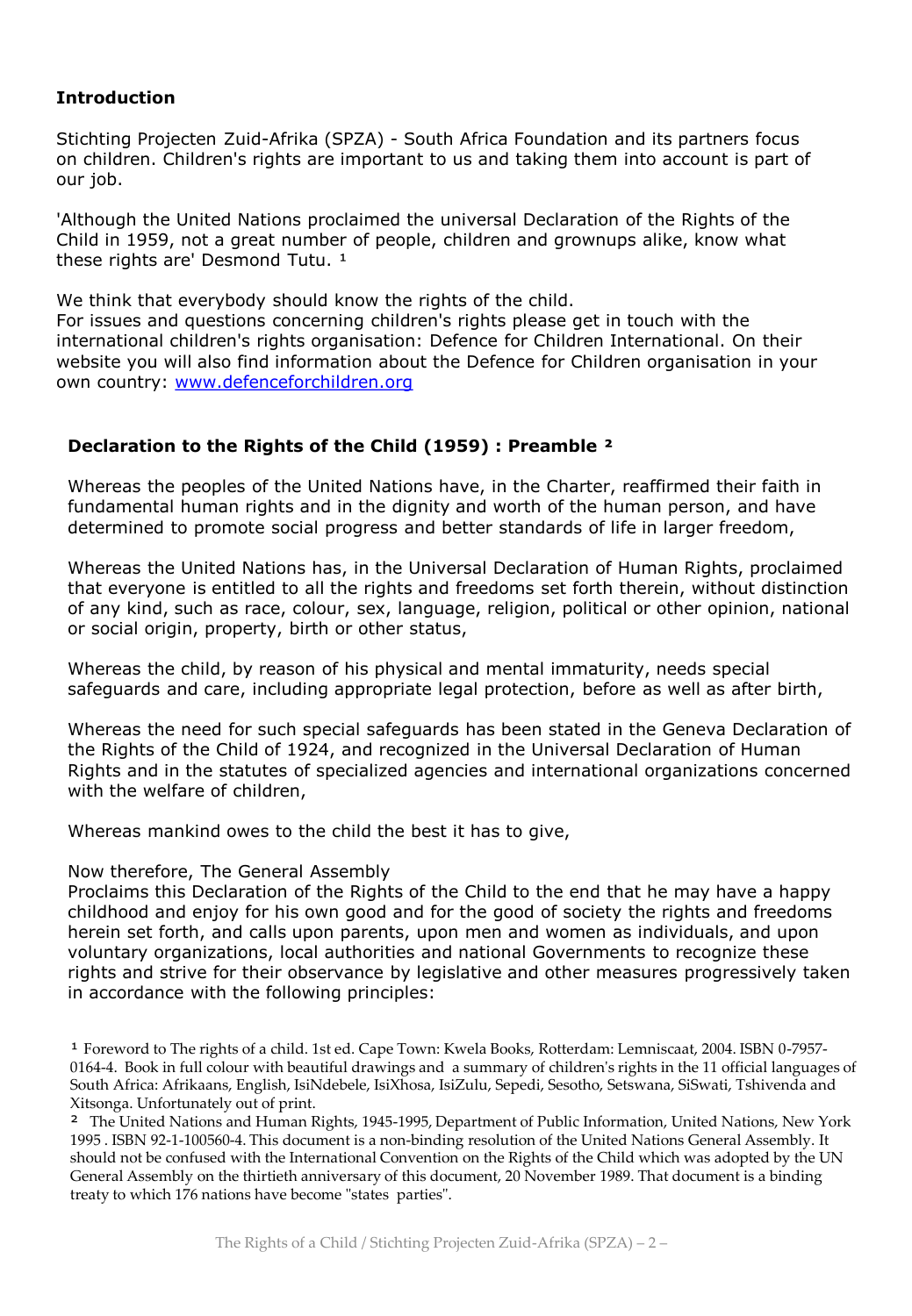## Introduction

Stichting Projecten Zuid-Afrika (SPZA) - South Africa Foundation and its partners focus on children. Children's rights are important to us and taking them into account is part of our job.

'Although the United Nations proclaimed the universal Declaration of the Rights of the Child in 1959, not a great number of people, children and grownups alike, know what these rights are' Desmond Tutu. [1]

We think that everybody should know the rights of the child.
For issues and questions concerning children's rights please get in touch with the international children's rights organisation: Defence for Children International. On their website you will also find information about the Defence for Children organisation in your own country: [www.defenceforchildren.org](http://www.defenceforchildren.org)

### Declaration to the Rights of the Child (1959) : Preamble [2]

Whereas the peoples of the United Nations have, in the Charter, reaffirmed their faith in fundamental human rights and in the dignity and worth of the human person, and have determined to promote social progress and better standards of life in larger freedom,

Whereas the United Nations has, in the Universal Declaration of Human Rights, proclaimed that everyone is entitled to all the rights and freedoms set forth therein, without distinction of any kind, such as race, colour, sex, language, religion, political or other opinion, national or social origin, property, birth or other status,

Whereas the child, by reason of his physical and mental immaturity, needs special safeguards and care, including appropriate legal protection, before as well as after birth,

Whereas the need for such special safeguards has been stated in the Geneva Declaration of the Rights of the Child of 1924, and recognized in the Universal Declaration of Human Rights and in the statutes of specialized agencies and international organizations concerned with the welfare of children,

Whereas mankind owes to the child the best it has to give,

Now therefore, The General Assembly
Proclaims this Declaration of the Rights of the Child to the end that he may have a happy childhood and enjoy for his own good and for the good of society the rights and freedoms herein set forth, and calls upon parents, upon men and women as individuals, and upon voluntary organizations, local authorities and national Governments to recognize these rights and strive for their observance by legislative and other measures progressively taken in accordance with the following principles:

[1] Foreword to The rights of a child. 1st ed. Cape Town: Kwela Books, Rotterdam: Lemniscaat, 2004. ISBN 0-7957-0164-4. Book in full colour with beautiful drawings and a summary of children's rights in the 11 official languages of South Africa: Afrikaans, English, IsiNdebele, IsiXhosa, IsiZulu, Sepedi, Sesotho, Setswana, SiSwati, Tshivenda and Xitsonga. Unfortunately out of print.

[2] The United Nations and Human Rights, 1945-1995, Department of Public Information, United Nations, New York 1995 . ISBN 92-1-100560-4. This document is a non-binding resolution of the United Nations General Assembly. It should not be confused with the International Convention on the Rights of the Child which was adopted by the UN General Assembly on the thirtieth anniversary of this document, 20 November 1989. That document is a binding treaty to which 176 nations have become "states parties".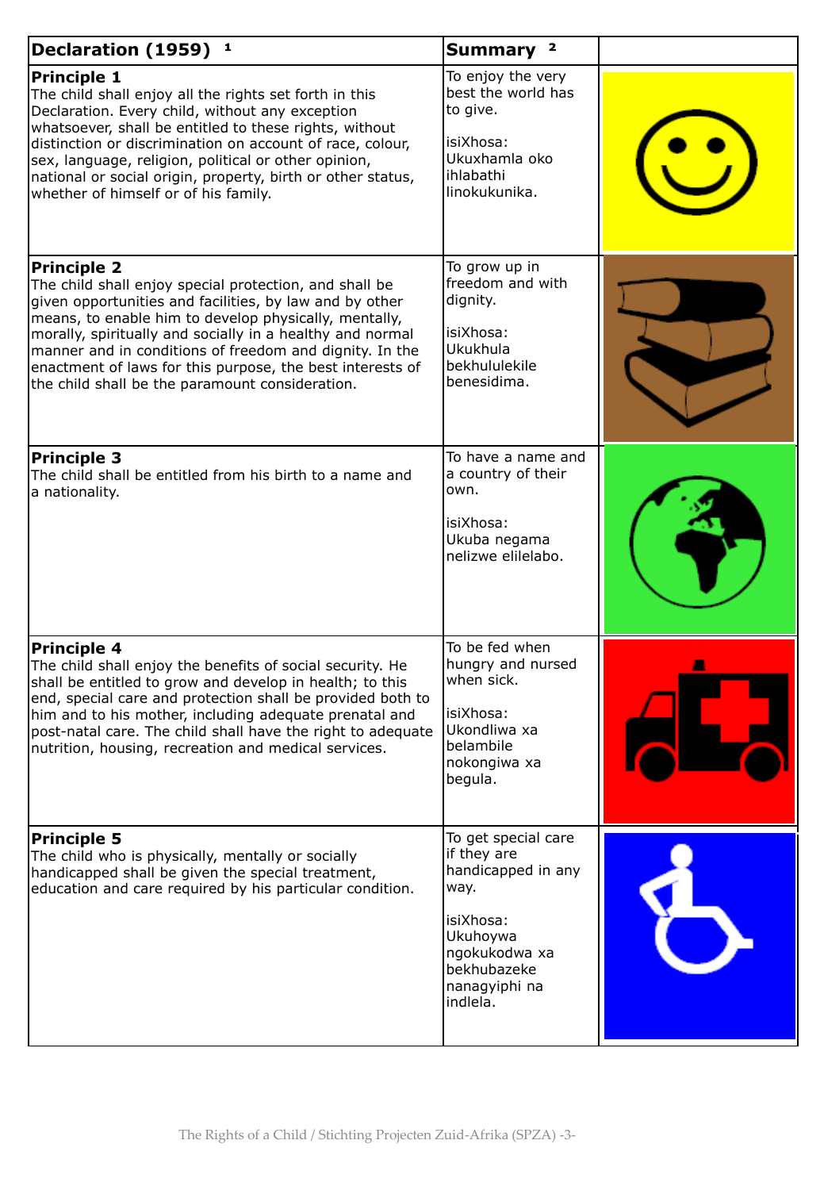| **Declaration (1959)** [1] | **Summary** [2] | |
|---|---|---|
| **Principle 1**<br>The child shall enjoy all the rights set forth in this Declaration. Every child, without any exception whatsoever, shall be entitled to these rights, without distinction or discrimination on account of race, colour, sex, language, religion, political or other opinion, national or social origin, property, birth or other status, whether of himself or of his family. | To enjoy the very best the world has to give.<br><br>isiXhosa: Ukuxhamla oko ihlabathi linokukunika. | |
| **Principle 2**<br>The child shall enjoy special protection, and shall be given opportunities and facilities, by law and by other means, to enable him to develop physically, mentally, morally, spiritually and socially in a healthy and normal manner and in conditions of freedom and dignity. In the enactment of laws for this purpose, the best interests of the child shall be the paramount consideration. | To grow up in freedom and with dignity.<br><br>isiXhosa: Ukukhula bekhululekile benesidima. | |
| **Principle 3**<br>The child shall be entitled from his birth to a name and a nationality. | To have a name and a country of their own.<br><br>isiXhosa: Ukuba negama nelizwe elilelabo. | |
| **Principle 4**<br>The child shall enjoy the benefits of social security. He shall be entitled to grow and develop in health; to this end, special care and protection shall be provided both to him and to his mother, including adequate prenatal and post-natal care. The child shall have the right to adequate nutrition, housing, recreation and medical services. | To be fed when hungry and nursed when sick.<br><br>isiXhosa: Ukondliwa xa belambile nokongiwa xa begula. | |
| **Principle 5**<br>The child who is physically, mentally or socially handicapped shall be given the special treatment, education and care required by his particular condition. | To get special care if they are handicapped in any way.<br><br>isiXhosa: Ukuhoywa ngokukodwa xa bekhubazeke nanagyiphi na indlela. | |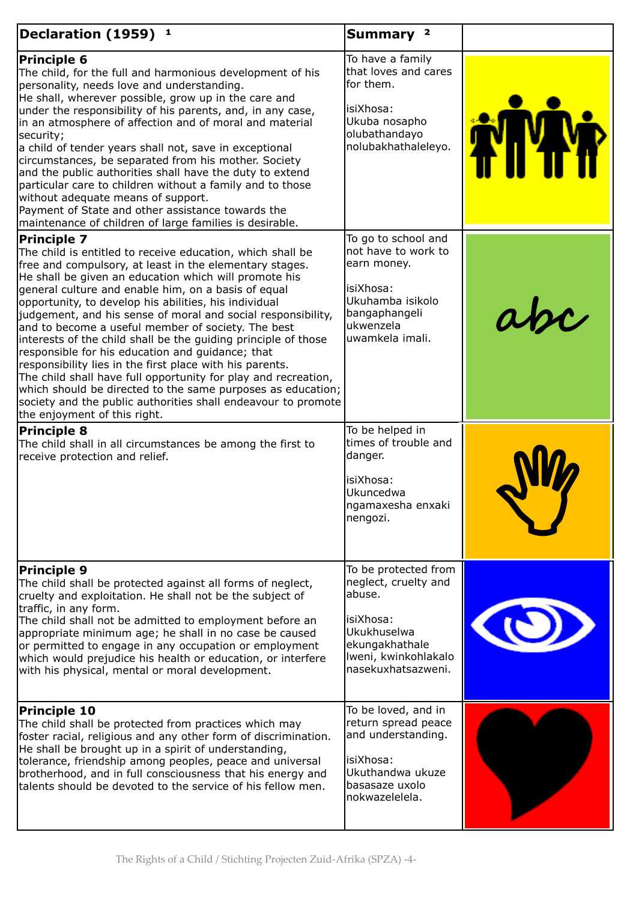| Declaration (1959) [1] | Summary [2] | |
|---|---|---|
| **Principle 6**<br>The child, for the full and harmonious development of his personality, needs love and understanding.<br>He shall, wherever possible, grow up in the care and under the responsibility of his parents, and, in any case, in an atmosphere of affection and of moral and material security;<br>a child of tender years shall not, save in exceptional circumstances, be separated from his mother. Society and the public authorities shall have the duty to extend particular care to children without a family and to those without adequate means of support.<br>Payment of State and other assistance towards the maintenance of children of large families is desirable. | To have a family that loves and cares for them.<br><br>isiXhosa:<br>Ukuba nosapho olubathandayo nolubakhathaleleyo. | |
| **Principle 7**<br>The child is entitled to receive education, which shall be free and compulsory, at least in the elementary stages.<br>He shall be given an education which will promote his general culture and enable him, on a basis of equal opportunity, to develop his abilities, his individual judgement, and his sense of moral and social responsibility, and to become a useful member of society. The best interests of the child shall be the guiding principle of those responsible for his education and guidance; that responsibility lies in the first place with his parents.<br>The child shall have full opportunity for play and recreation, which should be directed to the same purposes as education; society and the public authorities shall endeavour to promote the enjoyment of this right. | To go to school and not have to work to earn money.<br><br>isiXhosa:<br>Ukuhamba isikolo bangaphangeli ukwenzela uwamkela imali. | abc |
| **Principle 8**<br>The child shall in all circumstances be among the first to receive protection and relief. | To be helped in times of trouble and danger.<br><br>isiXhosa:<br>Ukuncedwa ngamaxesha enxaki nengozi. | |
| **Principle 9**<br>The child shall be protected against all forms of neglect, cruelty and exploitation. He shall not be the subject of traffic, in any form.<br>The child shall not be admitted to employment before an appropriate minimum age; he shall in no case be caused or permitted to engage in any occupation or employment which would prejudice his health or education, or interfere with his physical, mental or moral development. | To be protected from neglect, cruelty and abuse.<br><br>isiXhosa:<br>Ukukhuselwa ekungakhathale lweni, kwinkohlakalo nasekuxhatsazweni. | |
| **Principle 10**<br>The child shall be protected from practices which may foster racial, religious and any other form of discrimination. He shall be brought up in a spirit of understanding, tolerance, friendship among peoples, peace and universal brotherhood, and in full consciousness that his energy and talents should be devoted to the service of his fellow men. | To be loved, and in return spread peace and understanding.<br><br>isiXhosa:<br>Ukuthandwa ukuze basasaze uxolo nokwazelelela. | |

The Rights of a Child / Stichting Projecten Zuid-Afrika (SPZA)